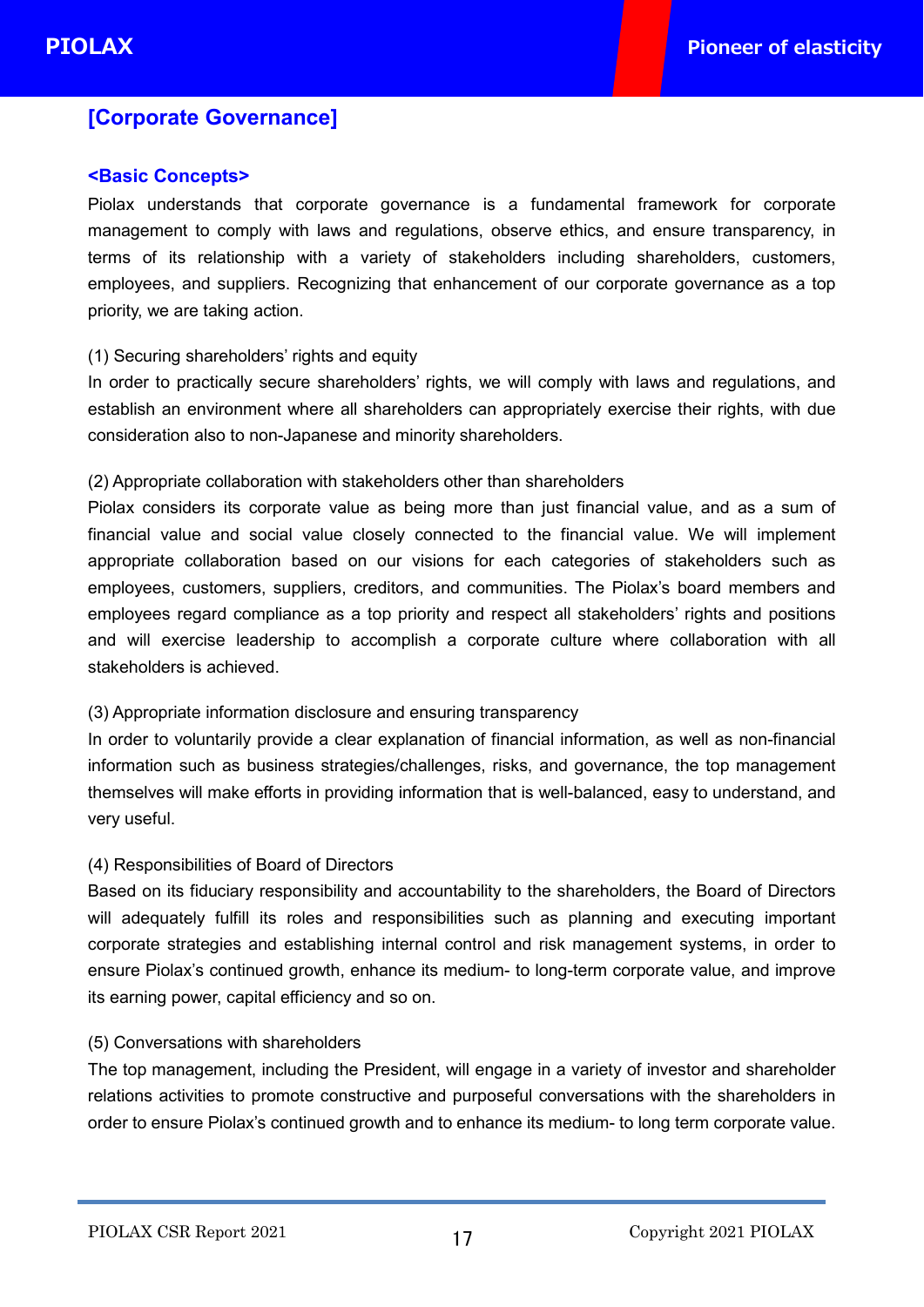# [Corporate Governance]

## <Basic Concepts>

Piolax understands that corporate governance is a fundamental framework for corporate management to comply with laws and regulations, observe ethics, and ensure transparency, in terms of its relationship with a variety of stakeholders including shareholders, customers, employees, and suppliers. Recognizing that enhancement of our corporate governance as a top priority, we are taking action.

(1) Securing shareholders' rights and equity

In order to practically secure shareholders' rights, we will comply with laws and regulations, and establish an environment where all shareholders can appropriately exercise their rights, with due consideration also to non-Japanese and minority shareholders.

(2) Appropriate collaboration with stakeholders other than shareholders

Piolax considers its corporate value as being more than just financial value, and as a sum of financial value and social value closely connected to the financial value. We will implement appropriate collaboration based on our visions for each categories of stakeholders such as employees, customers, suppliers, creditors, and communities. The Piolax's board members and employees regard compliance as a top priority and respect all stakeholders' rights and positions and will exercise leadership to accomplish a corporate culture where collaboration with all stakeholders is achieved.

(3) Appropriate information disclosure and ensuring transparency

In order to voluntarily provide a clear explanation of financial information, as well as non-financial information such as business strategies/challenges, risks, and governance, the top management themselves will make efforts in providing information that is well-balanced, easy to understand, and very useful.

(4) Responsibilities of Board of Directors

Based on its fiduciary responsibility and accountability to the shareholders, the Board of Directors will adequately fulfill its roles and responsibilities such as planning and executing important corporate strategies and establishing internal control and risk management systems, in order to ensure Piolax's continued growth, enhance its medium- to long-term corporate value, and improve its earning power, capital efficiency and so on.

(5) Conversations with shareholders

The top management, including the President, will engage in a variety of investor and shareholder relations activities to promote constructive and purposeful conversations with the shareholders in order to ensure Piolax's continued growth and to enhance its medium- to long term corporate value.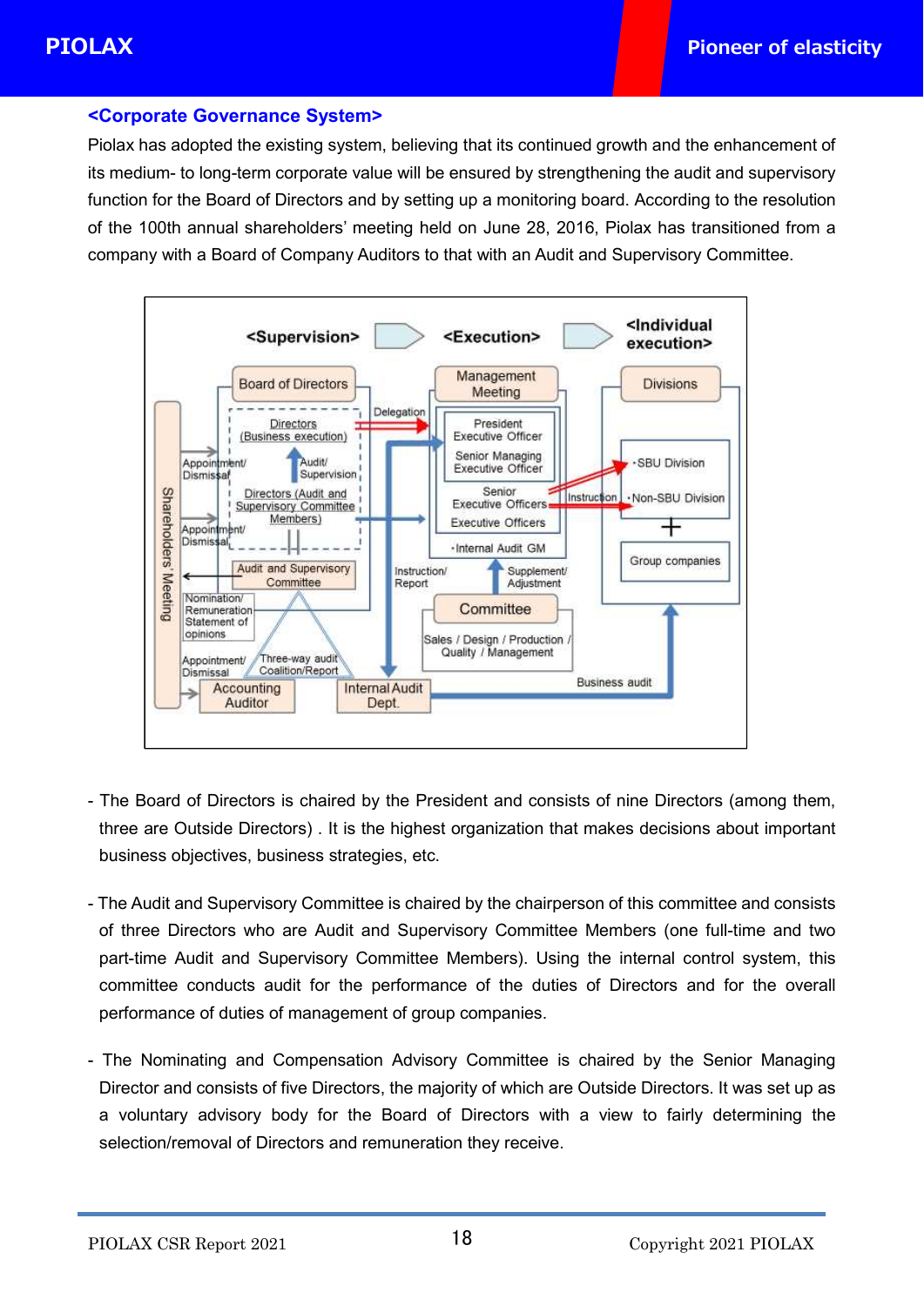## <Corporate Governance System>

Piolax has adopted the existing system, believing that its continued growth and the enhancement of its medium- to long-term corporate value will be ensured by strengthening the audit and supervisory function for the Board of Directors and by setting up a monitoring board. According to the resolution of the 100th annual shareholders' meeting held on June 28, 2016, Piolax has transitioned from a company with a Board of Company Auditors to that with an Audit and Supervisory Committee.

- The Board of Directors is chaired by the President and consists of nine Directors (among them, three are Outside Directors) . It is the highest organization that makes decisions about important business objectives, business strategies, etc.

- The Audit and Supervisory Committee is chaired by the chairperson of this committee and consists of three Directors who are Audit and Supervisory Committee Members (one full-time and two part-time Audit and Supervisory Committee Members). Using the internal control system, this committee conducts audit for the performance of the duties of Directors and for the overall performance of duties of management of group companies.

- The Nominating and Compensation Advisory Committee is chaired by the Senior Managing Director and consists of five Directors, the majority of which are Outside Directors. It was set up as a voluntary advisory body for the Board of Directors with a view to fairly determining the selection/removal of Directors and remuneration they receive.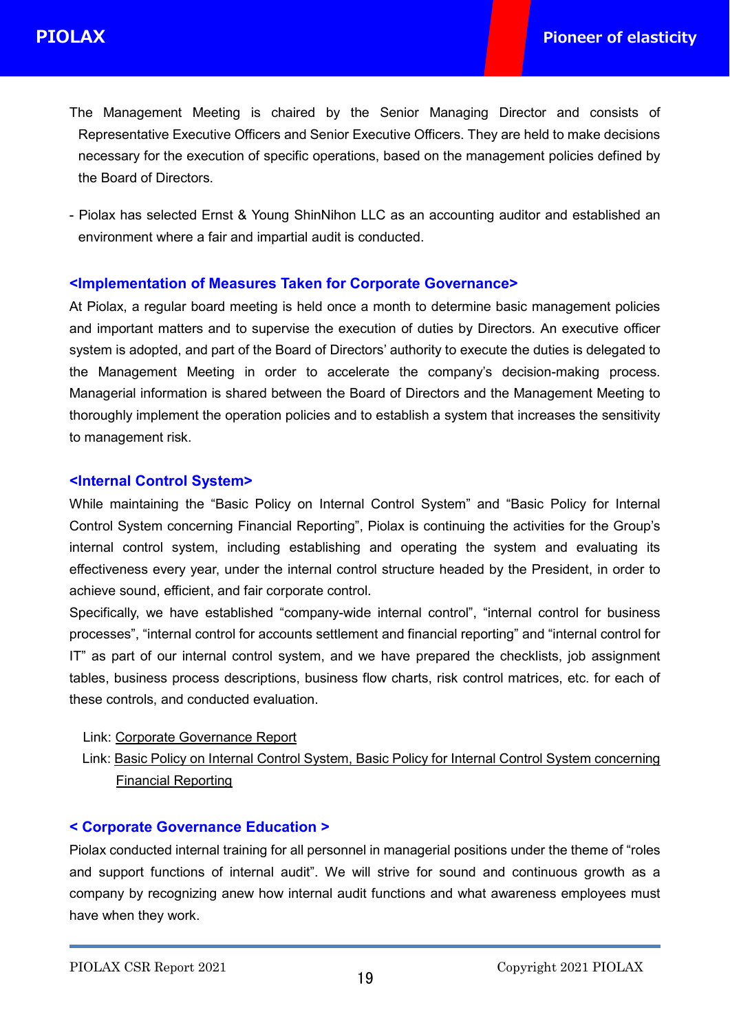The Management Meeting is chaired by the Senior Managing Director and consists of Representative Executive Officers and Senior Executive Officers. They are held to make decisions necessary for the execution of specific operations, based on the management policies defined by the Board of Directors.

- Piolax has selected Ernst & Young ShinNihon LLC as an accounting auditor and established an environment where a fair and impartial audit is conducted.

### <Implementation of Measures Taken for Corporate Governance>

At Piolax, a regular board meeting is held once a month to determine basic management policies and important matters and to supervise the execution of duties by Directors. An executive officer system is adopted, and part of the Board of Directors' authority to execute the duties is delegated to the Management Meeting in order to accelerate the company's decision-making process. Managerial information is shared between the Board of Directors and the Management Meeting to thoroughly implement the operation policies and to establish a system that increases the sensitivity to management risk.

### <Internal Control System>

While maintaining the "Basic Policy on Internal Control System" and "Basic Policy for Internal Control System concerning Financial Reporting", Piolax is continuing the activities for the Group's internal control system, including establishing and operating the system and evaluating its effectiveness every year, under the internal control structure headed by the President, in order to achieve sound, efficient, and fair corporate control.

Specifically, we have established "company-wide internal control", "internal control for business processes", "internal control for accounts settlement and financial reporting" and "internal control for IT" as part of our internal control system, and we have prepared the checklists, job assignment tables, business process descriptions, business flow charts, risk control matrices, etc. for each of these controls, and conducted evaluation.

Link: Corporate Governance Report

Link: Basic Policy on Internal Control System, Basic Policy for Internal Control System concerning Financial Reporting

### < Corporate Governance Education >

Piolax conducted internal training for all personnel in managerial positions under the theme of "roles and support functions of internal audit". We will strive for sound and continuous growth as a company by recognizing anew how internal audit functions and what awareness employees must have when they work.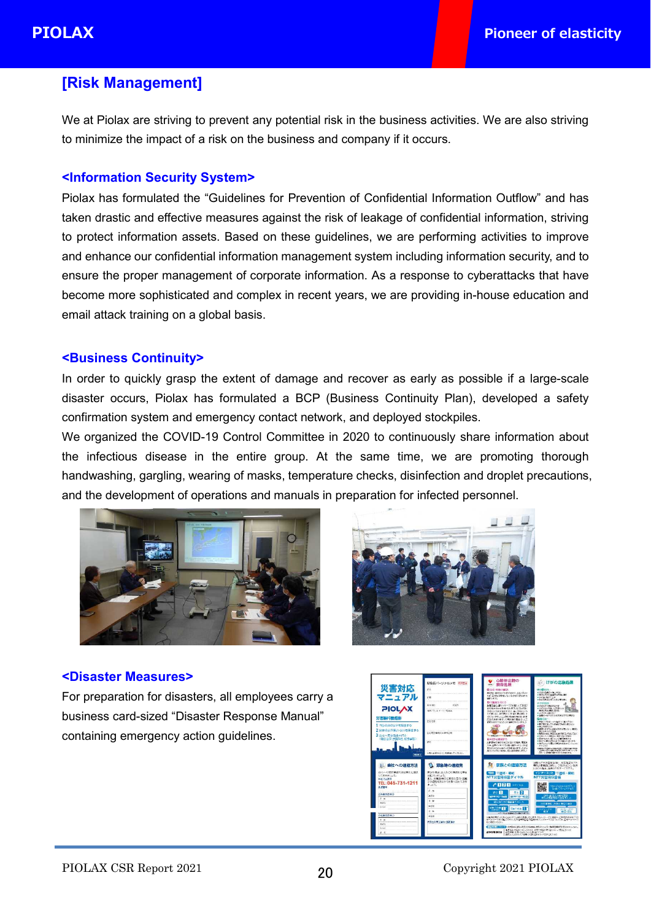## [Risk Management]

We at Piolax are striving to prevent any potential risk in the business activities. We are also striving to minimize the impact of a risk on the business and company if it occurs.

### <Information Security System>

Piolax has formulated the “Guidelines for Prevention of Confidential Information Outflow” and has taken drastic and effective measures against the risk of leakage of confidential information, striving to protect information assets. Based on these guidelines, we are performing activities to improve and enhance our confidential information management system including information security, and to ensure the proper management of corporate information. As a response to cyberattacks that have become more sophisticated and complex in recent years, we are providing in-house education and email attack training on a global basis.

### <Business Continuity>

In order to quickly grasp the extent of damage and recover as early as possible if a large-scale disaster occurs, Piolax has formulated a BCP (Business Continuity Plan), developed a safety confirmation system and emergency contact network, and deployed stockpiles.

We organized the COVID-19 Control Committee in 2020 to continuously share information about the infectious disease in the entire group. At the same time, we are promoting thorough handwashing, gargling, wearing of masks, temperature checks, disinfection and droplet precautions, and the development of operations and manuals in preparation for infected personnel.

### <Disaster Measures>

For preparation for disasters, all employees carry a business card-sized “Disaster Response Manual” containing emergency action guidelines.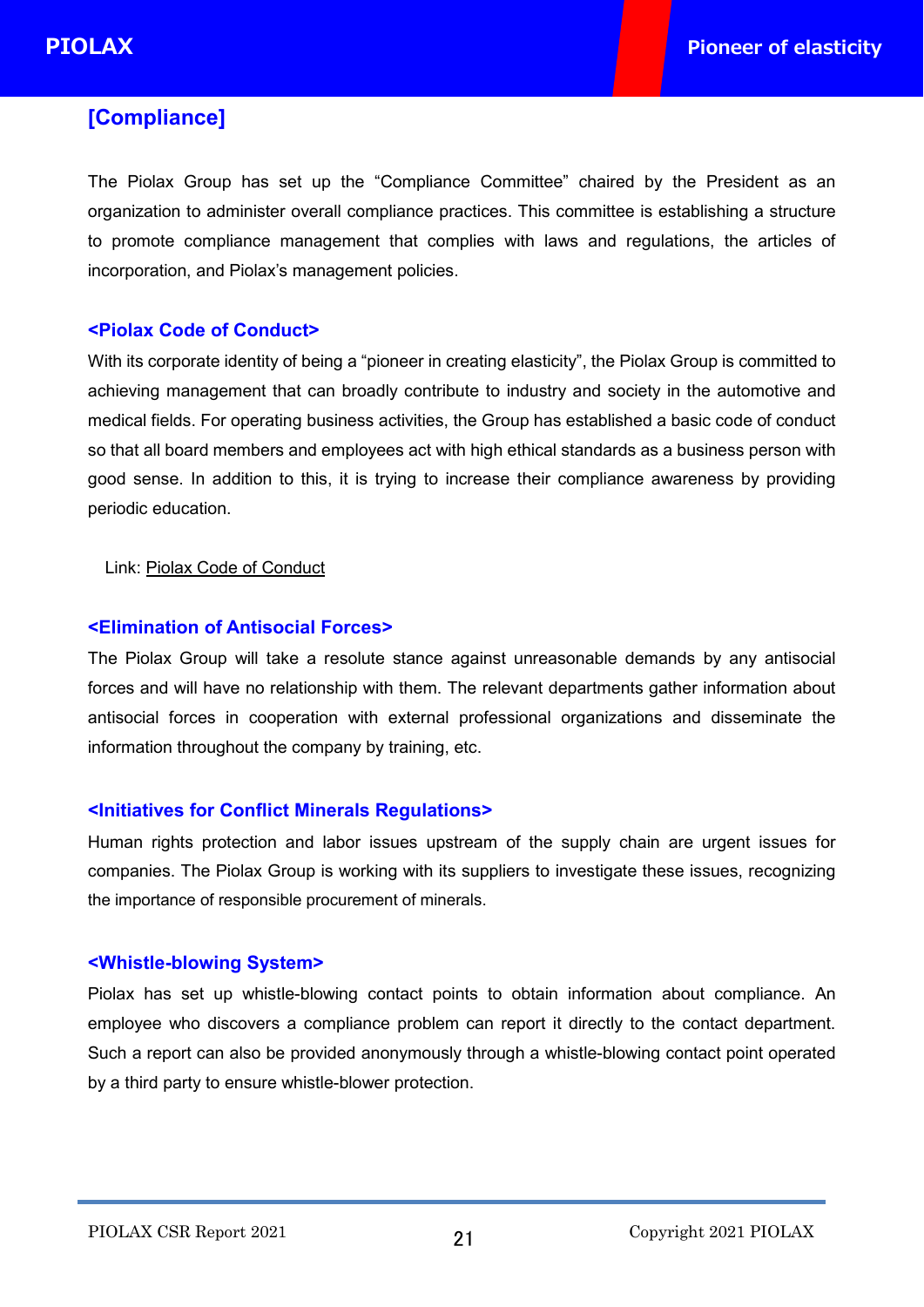## [Compliance]

The Piolax Group has set up the "Compliance Committee" chaired by the President as an organization to administer overall compliance practices. This committee is establishing a structure to promote compliance management that complies with laws and regulations, the articles of incorporation, and Piolax's management policies.

### <Piolax Code of Conduct>

With its corporate identity of being a "pioneer in creating elasticity", the Piolax Group is committed to achieving management that can broadly contribute to industry and society in the automotive and medical fields. For operating business activities, the Group has established a basic code of conduct so that all board members and employees act with high ethical standards as a business person with good sense. In addition to this, it is trying to increase their compliance awareness by providing periodic education.

Link: Piolax Code of Conduct

### <Elimination of Antisocial Forces>

The Piolax Group will take a resolute stance against unreasonable demands by any antisocial forces and will have no relationship with them. The relevant departments gather information about antisocial forces in cooperation with external professional organizations and disseminate the information throughout the company by training, etc.

### <Initiatives for Conflict Minerals Regulations>

Human rights protection and labor issues upstream of the supply chain are urgent issues for companies. The Piolax Group is working with its suppliers to investigate these issues, recognizing the importance of responsible procurement of minerals.

### <Whistle-blowing System>

Piolax has set up whistle-blowing contact points to obtain information about compliance. An employee who discovers a compliance problem can report it directly to the contact department. Such a report can also be provided anonymously through a whistle-blowing contact point operated by a third party to ensure whistle-blower protection.